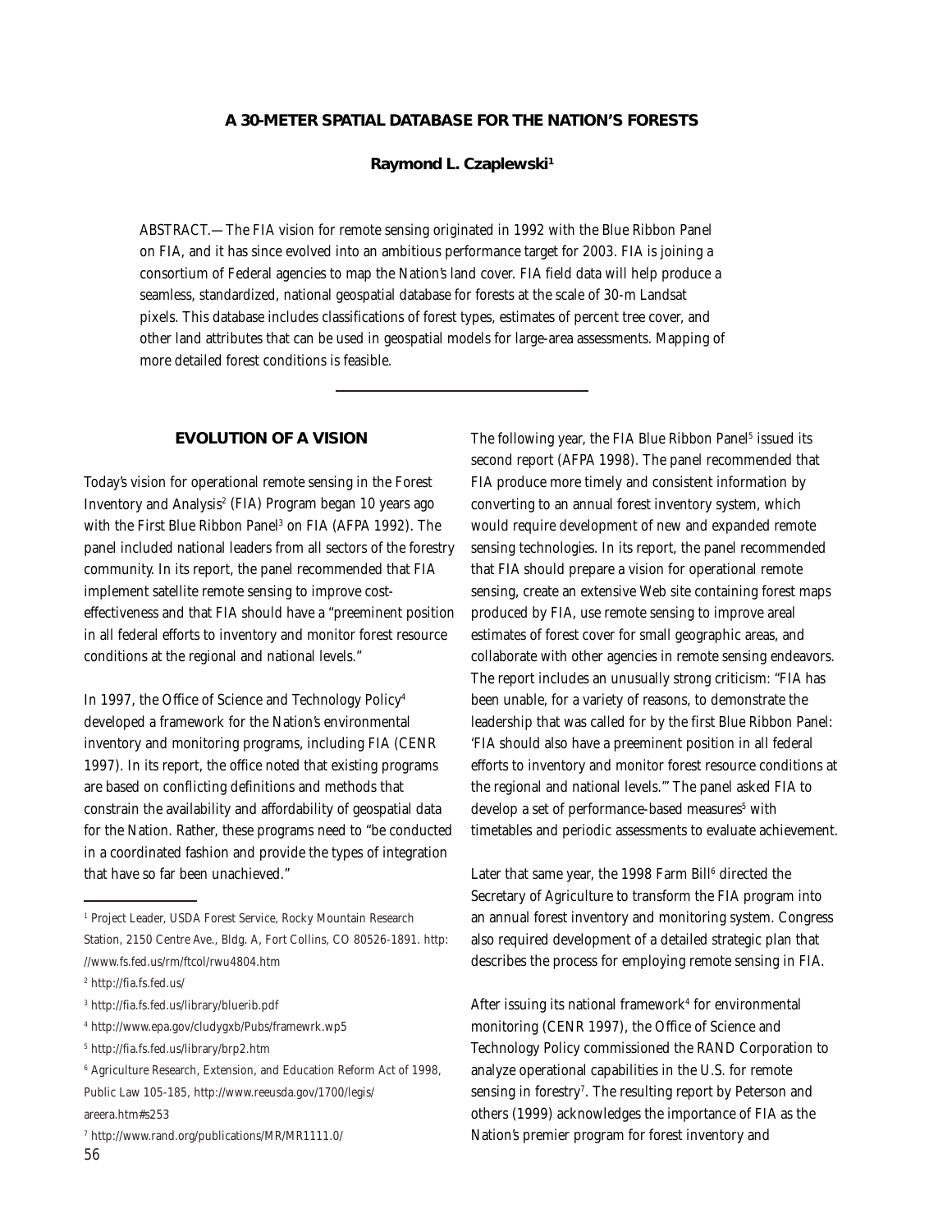# A 30-METER SPATIAL DATABASE FOR THE NATION'S FORESTS

**Raymond L. Czaplewski**[1]

ABSTRACT.—The FIA vision for remote sensing originated in 1992 with the Blue Ribbon Panel on FIA, and it has since evolved into an ambitious performance target for 2003. FIA is joining a consortium of Federal agencies to map the Nation's land cover. FIA field data will help produce a seamless, standardized, national geospatial database for forests at the scale of 30-m Landsat pixels. This database includes classifications of forest types, estimates of percent tree cover, and other land attributes that can be used in geospatial models for large-area assessments. Mapping of more detailed forest conditions is feasible.

## EVOLUTION OF A VISION

Today's vision for operational remote sensing in the Forest Inventory and Analysis[2] (FIA) Program began 10 years ago with the First Blue Ribbon Panel[3] on FIA (AFPA 1992). The panel included national leaders from all sectors of the forestry community. In its report, the panel recommended that FIA implement satellite remote sensing to improve cost-effectiveness and that FIA should have a "preeminent position in all federal efforts to inventory and monitor forest resource conditions at the regional and national levels."

In 1997, the Office of Science and Technology Policy[4] developed a framework for the Nation's environmental inventory and monitoring programs, including FIA (CENR 1997). In its report, the office noted that existing programs are based on conflicting definitions and methods that constrain the availability and affordability of geospatial data for the Nation. Rather, these programs need to "be conducted in a coordinated fashion and provide the types of integration that have so far been unachieved."

The following year, the FIA Blue Ribbon Panel[5] issued its second report (AFPA 1998). The panel recommended that FIA produce more timely and consistent information by converting to an annual forest inventory system, which would require development of new and expanded remote sensing technologies. In its report, the panel recommended that FIA should prepare a vision for operational remote sensing, create an extensive Web site containing forest maps produced by FIA, use remote sensing to improve areal estimates of forest cover for small geographic areas, and collaborate with other agencies in remote sensing endeavors. The report includes an unusually strong criticism: "FIA has been unable, for a variety of reasons, to demonstrate the leadership that was called for by the first Blue Ribbon Panel: 'FIA should also have a preeminent position in all federal efforts to inventory and monitor forest resource conditions at the regional and national levels.'" The panel asked FIA to develop a set of performance-based measures[5] with timetables and periodic assessments to evaluate achievement.

Later that same year, the 1998 Farm Bill[6] directed the Secretary of Agriculture to transform the FIA program into an annual forest inventory and monitoring system. Congress also required development of a detailed strategic plan that describes the process for employing remote sensing in FIA.

After issuing its national framework[4] for environmental monitoring (CENR 1997), the Office of Science and Technology Policy commissioned the RAND Corporation to analyze operational capabilities in the U.S. for remote sensing in forestry[7]. The resulting report by Peterson and others (1999) acknowledges the importance of FIA as the Nation's premier program for forest inventory and

---

[1] Project Leader, USDA Forest Service, Rocky Mountain Research Station, 2150 Centre Ave., Bldg. A, Fort Collins, CO 80526-1891. http://www.fs.fed.us/rm/ftcol/rwu4804.htm

[2] http://fia.fs.fed.us/

[3] http://fia.fs.fed.us/library/bluerib.pdf

[4] http://www.epa.gov/cludygxb/Pubs/framewrk.wp5

[5] http://fia.fs.fed.us/library/brp2.htm

[6] Agriculture Research, Extension, and Education Reform Act of 1998, Public Law 105-185, http://www.reeusda.gov/1700/legis/areera.htm#s253

[7] http://www.rand.org/publications/MR/MR1111.0/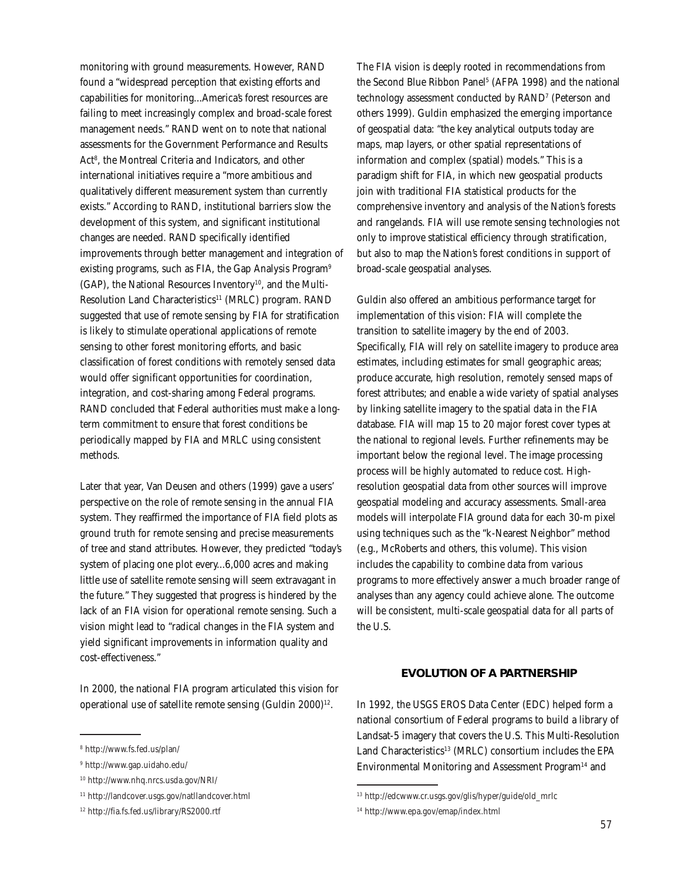monitoring with ground measurements. However, RAND found a "widespread perception that existing efforts and capabilities for monitoring...America's forest resources are failing to meet increasingly complex and broad-scale forest management needs." RAND went on to note that national assessments for the Government Performance and Results Act[8], the Montreal Criteria and Indicators, and other international initiatives require a "more ambitious and qualitatively different measurement system than currently exists." According to RAND, institutional barriers slow the development of this system, and significant institutional changes are needed. RAND specifically identified improvements through better management and integration of existing programs, such as FIA, the Gap Analysis Program[9] (GAP), the National Resources Inventory[10], and the Multi-Resolution Land Characteristics[11] (MRLC) program. RAND suggested that use of remote sensing by FIA for stratification is likely to stimulate operational applications of remote sensing to other forest monitoring efforts, and basic classification of forest conditions with remotely sensed data would offer significant opportunities for coordination, integration, and cost-sharing among Federal programs. RAND concluded that Federal authorities must make a long-term commitment to ensure that forest conditions be periodically mapped by FIA and MRLC using consistent methods.

Later that year, Van Deusen and others (1999) gave a users' perspective on the role of remote sensing in the annual FIA system. They reaffirmed the importance of FIA field plots as ground truth for remote sensing and precise measurements of tree and stand attributes. However, they predicted "today's system of placing one plot every...6,000 acres and making little use of satellite remote sensing will seem extravagant in the future." They suggested that progress is hindered by the lack of an FIA vision for operational remote sensing. Such a vision might lead to "radical changes in the FIA system and yield significant improvements in information quality and cost-effectiveness."

In 2000, the national FIA program articulated this vision for operational use of satellite remote sensing (Guldin 2000)[12]. The FIA vision is deeply rooted in recommendations from the Second Blue Ribbon Panel[5] (AFPA 1998) and the national technology assessment conducted by RAND[7] (Peterson and others 1999). Guldin emphasized the emerging importance of geospatial data: "the key analytical outputs today are maps, map layers, or other spatial representations of information and complex (spatial) models." This is a paradigm shift for FIA, in which new geospatial products join with traditional FIA statistical products for the comprehensive inventory and analysis of the Nation's forests and rangelands. FIA will use remote sensing technologies not only to improve statistical efficiency through stratification, but also to map the Nation's forest conditions in support of broad-scale geospatial analyses.

Guldin also offered an ambitious performance target for implementation of this vision: FIA will complete the transition to satellite imagery by the end of 2003. Specifically, FIA will rely on satellite imagery to produce area estimates, including estimates for small geographic areas; produce accurate, high resolution, remotely sensed maps of forest attributes; and enable a wide variety of spatial analyses by linking satellite imagery to the spatial data in the FIA database. FIA will map 15 to 20 major forest cover types at the national to regional levels. Further refinements may be important below the regional level. The image processing process will be highly automated to reduce cost. High-resolution geospatial data from other sources will improve geospatial modeling and accuracy assessments. Small-area models will interpolate FIA ground data for each 30-m pixel using techniques such as the "k-Nearest Neighbor" method (e.g., McRoberts and others, this volume). This vision includes the capability to combine data from various programs to more effectively answer a much broader range of analyses than any agency could achieve alone. The outcome will be consistent, multi-scale geospatial data for all parts of the U.S.

## EVOLUTION OF A PARTNERSHIP

In 1992, the USGS EROS Data Center (EDC) helped form a national consortium of Federal programs to build a library of Landsat-5 imagery that covers the U.S. This Multi-Resolution Land Characteristics[13] (MRLC) consortium includes the EPA Environmental Monitoring and Assessment Program[14] and

---

[8] http://www.fs.fed.us/plan/

[9] http://www.gap.uidaho.edu/

[10] http://www.nhq.nrcs.usda.gov/NRI/

[11] http://landcover.usgs.gov/natllandcover.html

[12] http://fia.fs.fed.us/library/RS2000.rtf

[13] http://edcwww.cr.usgs.gov/glis/hyper/guide/old_mrlc

[14] http://www.epa.gov/emap/index.html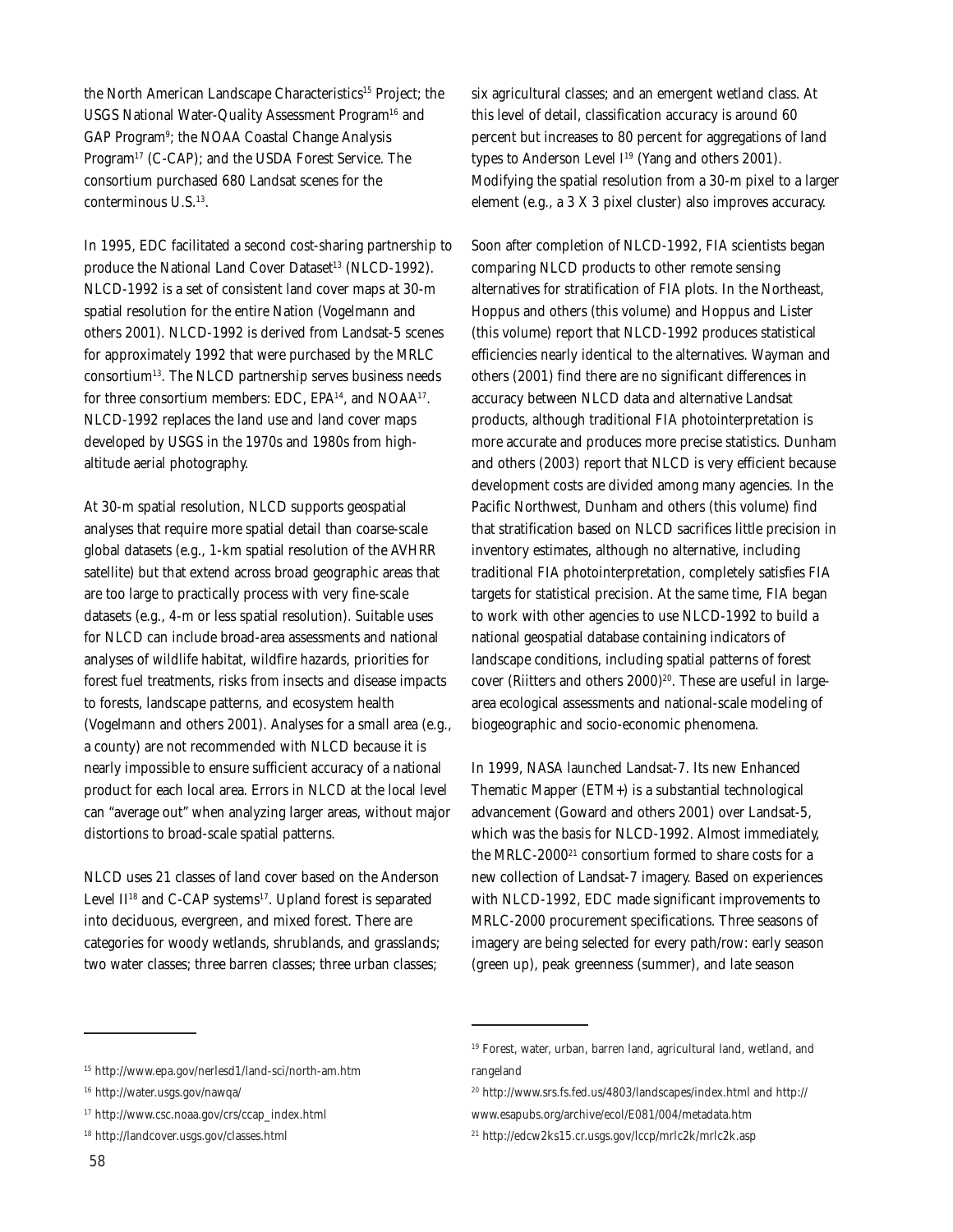the North American Landscape Characteristics[15] Project; the USGS National Water-Quality Assessment Program[16] and GAP Program[9]; the NOAA Coastal Change Analysis Program[17] (C-CAP); and the USDA Forest Service. The consortium purchased 680 Landsat scenes for the conterminous U.S.[13].

In 1995, EDC facilitated a second cost-sharing partnership to produce the National Land Cover Dataset[13] (NLCD-1992). NLCD-1992 is a set of consistent land cover maps at 30-m spatial resolution for the entire Nation (Vogelmann and others 2001). NLCD-1992 is derived from Landsat-5 scenes for approximately 1992 that were purchased by the MRLC consortium[13]. The NLCD partnership serves business needs for three consortium members: EDC, EPA[14], and NOAA[17]. NLCD-1992 replaces the land use and land cover maps developed by USGS in the 1970s and 1980s from high-altitude aerial photography.

At 30-m spatial resolution, NLCD supports geospatial analyses that require more spatial detail than coarse-scale global datasets (e.g., 1-km spatial resolution of the AVHRR satellite) but that extend across broad geographic areas that are too large to practically process with very fine-scale datasets (e.g., 4-m or less spatial resolution). Suitable uses for NLCD can include broad-area assessments and national analyses of wildlife habitat, wildfire hazards, priorities for forest fuel treatments, risks from insects and disease impacts to forests, landscape patterns, and ecosystem health (Vogelmann and others 2001). Analyses for a small area (e.g., a county) are not recommended with NLCD because it is nearly impossible to ensure sufficient accuracy of a national product for each local area. Errors in NLCD at the local level can "average out" when analyzing larger areas, without major distortions to broad-scale spatial patterns.

NLCD uses 21 classes of land cover based on the Anderson Level II[18] and C-CAP systems[17]. Upland forest is separated into deciduous, evergreen, and mixed forest. There are categories for woody wetlands, shrublands, and grasslands; two water classes; three barren classes; three urban classes; six agricultural classes; and an emergent wetland class. At this level of detail, classification accuracy is around 60 percent but increases to 80 percent for aggregations of land types to Anderson Level I[19] (Yang and others 2001). Modifying the spatial resolution from a 30-m pixel to a larger element (e.g., a 3 X 3 pixel cluster) also improves accuracy.

Soon after completion of NLCD-1992, FIA scientists began comparing NLCD products to other remote sensing alternatives for stratification of FIA plots. In the Northeast, Hoppus and others (this volume) and Hoppus and Lister (this volume) report that NLCD-1992 produces statistical efficiencies nearly identical to the alternatives. Wayman and others (2001) find there are no significant differences in accuracy between NLCD data and alternative Landsat products, although traditional FIA photointerpretation is more accurate and produces more precise statistics. Dunham and others (2003) report that NLCD is very efficient because development costs are divided among many agencies. In the Pacific Northwest, Dunham and others (this volume) find that stratification based on NLCD sacrifices little precision in inventory estimates, although no alternative, including traditional FIA photointerpretation, completely satisfies FIA targets for statistical precision. At the same time, FIA began to work with other agencies to use NLCD-1992 to build a national geospatial database containing indicators of landscape conditions, including spatial patterns of forest cover (Riitters and others 2000)[20]. These are useful in large-area ecological assessments and national-scale modeling of biogeographic and socio-economic phenomena.

In 1999, NASA launched Landsat-7. Its new Enhanced Thematic Mapper (ETM+) is a substantial technological advancement (Goward and others 2001) over Landsat-5, which was the basis for NLCD-1992. Almost immediately, the MRLC-2000[21] consortium formed to share costs for a new collection of Landsat-7 imagery. Based on experiences with NLCD-1992, EDC made significant improvements to MRLC-2000 procurement specifications. Three seasons of imagery are being selected for every path/row: early season (green up), peak greenness (summer), and late season

---

[15] http://www.epa.gov/nerlesd1/land-sci/north-am.htm

[16] http://water.usgs.gov/nawqa/

[17] http://www.csc.noaa.gov/crs/ccap_index.html

[18] http://landcover.usgs.gov/classes.html

[19] Forest, water, urban, barren land, agricultural land, wetland, and rangeland

[20] http://www.srs.fs.fed.us/4803/landscapes/index.html and http://www.esapubs.org/archive/ecol/E081/004/metadata.htm

[21] http://edcw2ks15.cr.usgs.gov/lccp/mrlc2k/mrlc2k.asp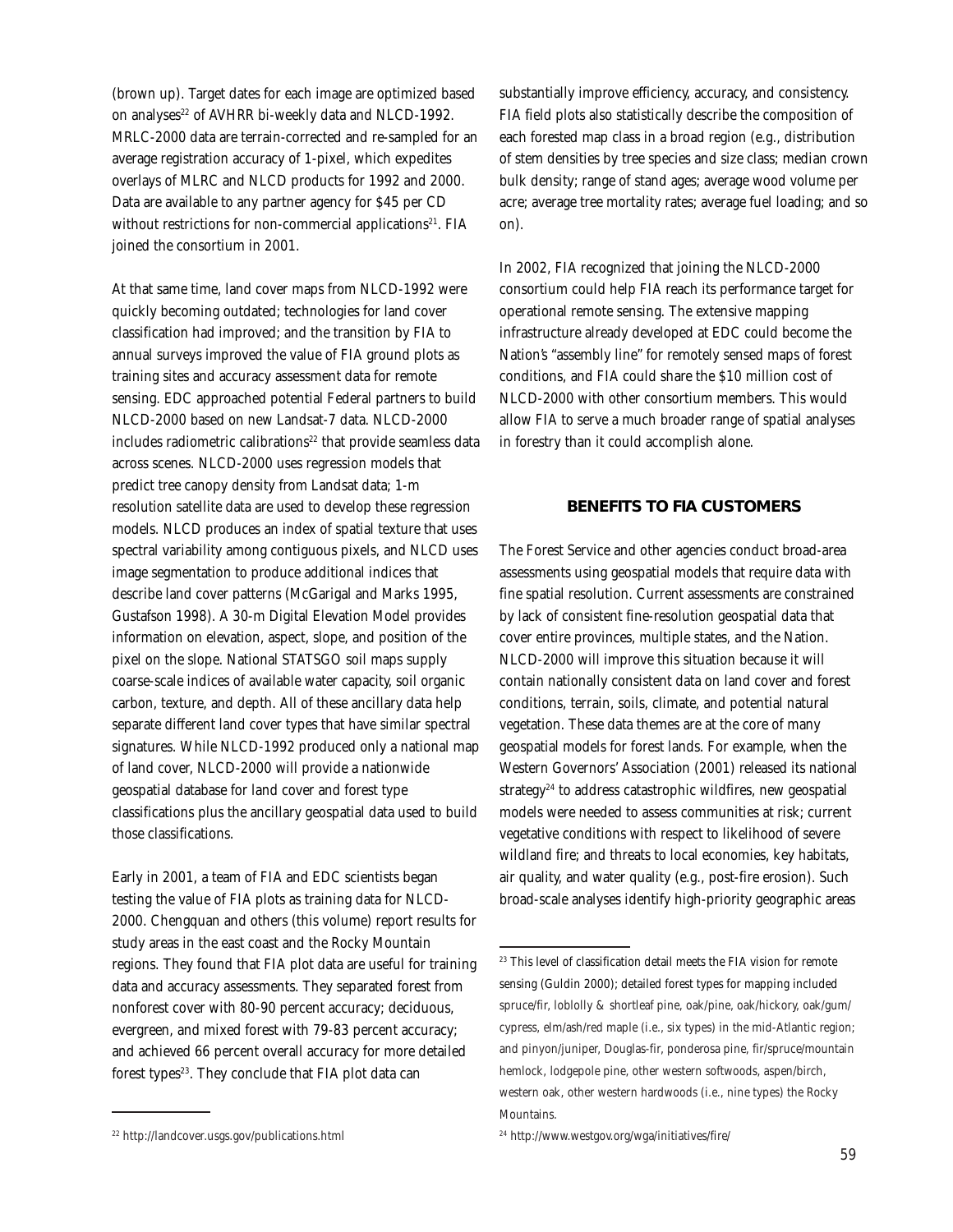(brown up). Target dates for each image are optimized based on analyses[22] of AVHRR bi-weekly data and NLCD-1992. MRLC-2000 data are terrain-corrected and re-sampled for an average registration accuracy of 1-pixel, which expedites overlays of MLRC and NLCD products for 1992 and 2000. Data are available to any partner agency for $45 per CD without restrictions for non-commercial applications[21]. FIA joined the consortium in 2001.

At that same time, land cover maps from NLCD-1992 were quickly becoming outdated; technologies for land cover classification had improved; and the transition by FIA to annual surveys improved the value of FIA ground plots as training sites and accuracy assessment data for remote sensing. EDC approached potential Federal partners to build NLCD-2000 based on new Landsat-7 data. NLCD-2000 includes radiometric calibrations[22] that provide seamless data across scenes. NLCD-2000 uses regression models that predict tree canopy density from Landsat data; 1-m resolution satellite data are used to develop these regression models. NLCD produces an index of spatial texture that uses spectral variability among contiguous pixels, and NLCD uses image segmentation to produce additional indices that describe land cover patterns (McGarigal and Marks 1995, Gustafson 1998). A 30-m Digital Elevation Model provides information on elevation, aspect, slope, and position of the pixel on the slope. National STATSGO soil maps supply coarse-scale indices of available water capacity, soil organic carbon, texture, and depth. All of these ancillary data help separate different land cover types that have similar spectral signatures. While NLCD-1992 produced only a national map of land cover, NLCD-2000 will provide a nationwide geospatial database for land cover and forest type classifications plus the ancillary geospatial data used to build those classifications.

Early in 2001, a team of FIA and EDC scientists began testing the value of FIA plots as training data for NLCD-2000. Chengquan and others (this volume) report results for study areas in the east coast and the Rocky Mountain regions. They found that FIA plot data are useful for training data and accuracy assessments. They separated forest from nonforest cover with 80-90 percent accuracy; deciduous, evergreen, and mixed forest with 79-83 percent accuracy; and achieved 66 percent overall accuracy for more detailed forest types[23]. They conclude that FIA plot data can substantially improve efficiency, accuracy, and consistency. FIA field plots also statistically describe the composition of each forested map class in a broad region (e.g., distribution of stem densities by tree species and size class; median crown bulk density; range of stand ages; average wood volume per acre; average tree mortality rates; average fuel loading; and so on).

In 2002, FIA recognized that joining the NLCD-2000 consortium could help FIA reach its performance target for operational remote sensing. The extensive mapping infrastructure already developed at EDC could become the Nation's "assembly line" for remotely sensed maps of forest conditions, and FIA could share the $10 million cost of NLCD-2000 with other consortium members. This would allow FIA to serve a much broader range of spatial analyses in forestry than it could accomplish alone.

## BENEFITS TO FIA CUSTOMERS

The Forest Service and other agencies conduct broad-area assessments using geospatial models that require data with fine spatial resolution. Current assessments are constrained by lack of consistent fine-resolution geospatial data that cover entire provinces, multiple states, and the Nation. NLCD-2000 will improve this situation because it will contain nationally consistent data on land cover and forest conditions, terrain, soils, climate, and potential natural vegetation. These data themes are at the core of many geospatial models for forest lands. For example, when the Western Governors' Association (2001) released its national strategy[24] to address catastrophic wildfires, new geospatial models were needed to assess communities at risk; current vegetative conditions with respect to likelihood of severe wildland fire; and threats to local economies, key habitats, air quality, and water quality (e.g., post-fire erosion). Such broad-scale analyses identify high-priority geographic areas

---

[22] http://landcover.usgs.gov/publications.html

[23] This level of classification detail meets the FIA vision for remote sensing (Guldin 2000); detailed forest types for mapping included spruce/fir, loblolly & shortleaf pine, oak/pine, oak/hickory, oak/gum/cypress, elm/ash/red maple (i.e., six types) in the mid-Atlantic region; and pinyon/juniper, Douglas-fir, ponderosa pine, fir/spruce/mountain hemlock, lodgepole pine, other western softwoods, aspen/birch, western oak, other western hardwoods (i.e., nine types) the Rocky Mountains.

[24] http://www.westgov.org/wga/initiatives/fire/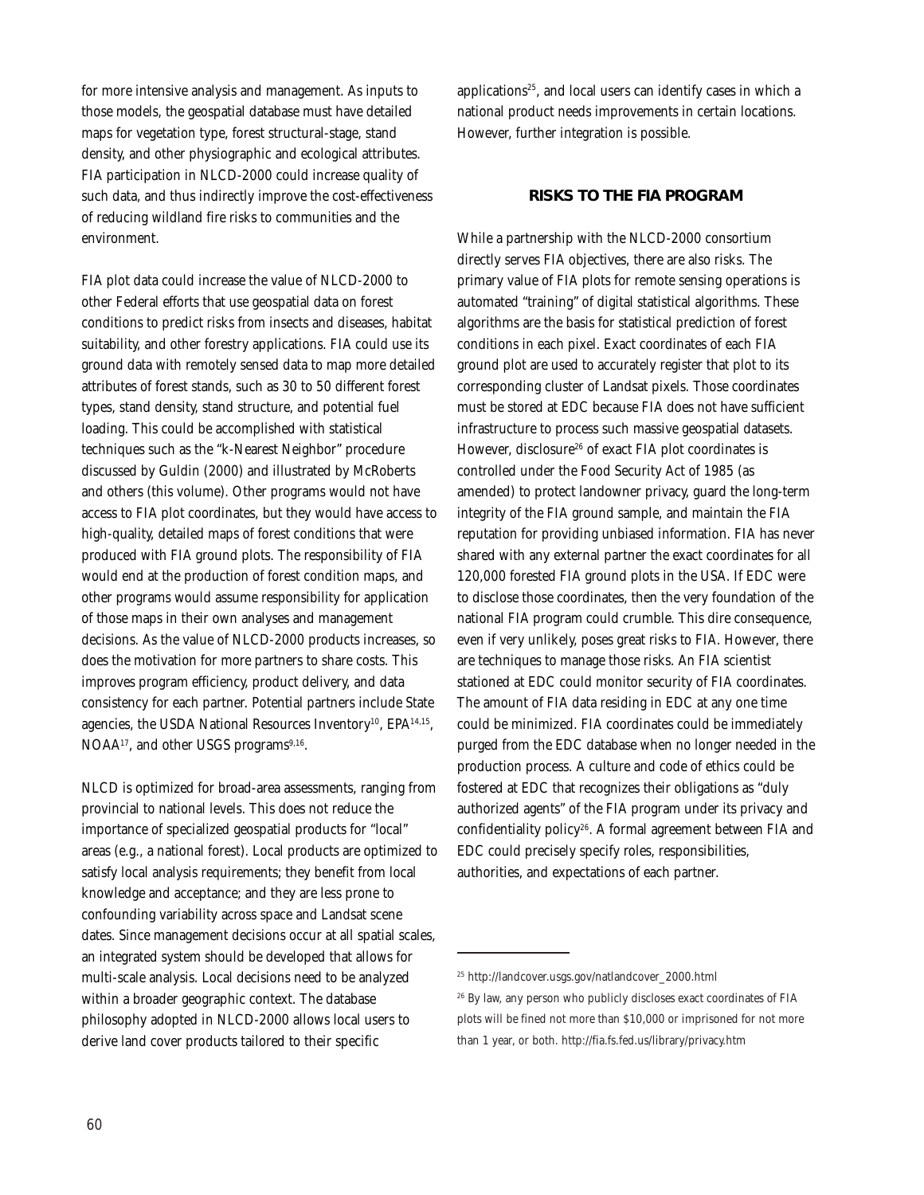for more intensive analysis and management. As inputs to those models, the geospatial database must have detailed maps for vegetation type, forest structural-stage, stand density, and other physiographic and ecological attributes. FIA participation in NLCD-2000 could increase quality of such data, and thus indirectly improve the cost-effectiveness of reducing wildland fire risks to communities and the environment.

FIA plot data could increase the value of NLCD-2000 to other Federal efforts that use geospatial data on forest conditions to predict risks from insects and diseases, habitat suitability, and other forestry applications. FIA could use its ground data with remotely sensed data to map more detailed attributes of forest stands, such as 30 to 50 different forest types, stand density, stand structure, and potential fuel loading. This could be accomplished with statistical techniques such as the "k-Nearest Neighbor" procedure discussed by Guldin (2000) and illustrated by McRoberts and others (this volume). Other programs would not have access to FIA plot coordinates, but they would have access to high-quality, detailed maps of forest conditions that were produced with FIA ground plots. The responsibility of FIA would end at the production of forest condition maps, and other programs would assume responsibility for application of those maps in their own analyses and management decisions. As the value of NLCD-2000 products increases, so does the motivation for more partners to share costs. This improves program efficiency, product delivery, and data consistency for each partner. Potential partners include State agencies, the USDA National Resources Inventory[10], EPA[14,15], NOAA[17], and other USGS programs[9,16].

NLCD is optimized for broad-area assessments, ranging from provincial to national levels. This does not reduce the importance of specialized geospatial products for "local" areas (e.g., a national forest). Local products are optimized to satisfy local analysis requirements; they benefit from local knowledge and acceptance; and they are less prone to confounding variability across space and Landsat scene dates. Since management decisions occur at all spatial scales, an integrated system should be developed that allows for multi-scale analysis. Local decisions need to be analyzed within a broader geographic context. The database philosophy adopted in NLCD-2000 allows local users to derive land cover products tailored to their specific applications[25], and local users can identify cases in which a national product needs improvements in certain locations. However, further integration is possible.

## RISKS TO THE FIA PROGRAM

While a partnership with the NLCD-2000 consortium directly serves FIA objectives, there are also risks. The primary value of FIA plots for remote sensing operations is automated "training" of digital statistical algorithms. These algorithms are the basis for statistical prediction of forest conditions in each pixel. Exact coordinates of each FIA ground plot are used to accurately register that plot to its corresponding cluster of Landsat pixels. Those coordinates must be stored at EDC because FIA does not have sufficient infrastructure to process such massive geospatial datasets. However, disclosure[26] of exact FIA plot coordinates is controlled under the Food Security Act of 1985 (as amended) to protect landowner privacy, guard the long-term integrity of the FIA ground sample, and maintain the FIA reputation for providing unbiased information. FIA has never shared with any external partner the exact coordinates for all 120,000 forested FIA ground plots in the USA. If EDC were to disclose those coordinates, then the very foundation of the national FIA program could crumble. This dire consequence, even if very unlikely, poses great risks to FIA. However, there are techniques to manage those risks. An FIA scientist stationed at EDC could monitor security of FIA coordinates. The amount of FIA data residing in EDC at any one time could be minimized. FIA coordinates could be immediately purged from the EDC database when no longer needed in the production process. A culture and code of ethics could be fostered at EDC that recognizes their obligations as "duly authorized agents" of the FIA program under its privacy and confidentiality policy[26]. A formal agreement between FIA and EDC could precisely specify roles, responsibilities, authorities, and expectations of each partner.

---

[25] http://landcover.usgs.gov/natlandcover_2000.html

[26] By law, any person who publicly discloses exact coordinates of FIA plots will be fined not more than $10,000 or imprisoned for not more than 1 year, or both. http://fia.fs.fed.us/library/privacy.htm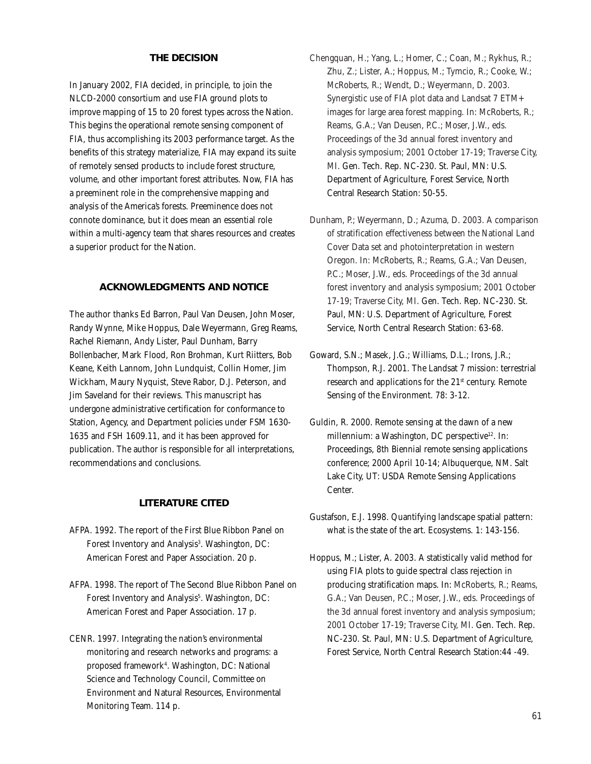## THE DECISION

In January 2002, FIA decided, in principle, to join the NLCD-2000 consortium and use FIA ground plots to improve mapping of 15 to 20 forest types across the Nation. This begins the operational remote sensing component of FIA, thus accomplishing its 2003 performance target. As the benefits of this strategy materialize, FIA may expand its suite of remotely sensed products to include forest structure, volume, and other important forest attributes. Now, FIA has a preeminent role in the comprehensive mapping and analysis of the America's forests. Preeminence does not connote dominance, but it does mean an essential role within a multi-agency team that shares resources and creates a superior product for the Nation.

## ACKNOWLEDGMENTS AND NOTICE

The author thanks Ed Barron, Paul Van Deusen, John Moser, Randy Wynne, Mike Hoppus, Dale Weyermann, Greg Reams, Rachel Riemann, Andy Lister, Paul Dunham, Barry Bollenbacher, Mark Flood, Ron Brohman, Kurt Riitters, Bob Keane, Keith Lannom, John Lundquist, Collin Homer, Jim Wickham, Maury Nyquist, Steve Rabor, D.J. Peterson, and Jim Saveland for their reviews. This manuscript has undergone administrative certification for conformance to Station, Agency, and Department policies under FSM 1630-1635 and FSH 1609.11, and it has been approved for publication. The author is responsible for all interpretations, recommendations and conclusions.

## LITERATURE CITED

AFPA. 1992. The report of the First Blue Ribbon Panel on Forest Inventory and Analysis[3]. Washington, DC: American Forest and Paper Association. 20 p.

AFPA. 1998. The report of The Second Blue Ribbon Panel on Forest Inventory and Analysis[5]. Washington, DC: American Forest and Paper Association. 17 p.

CENR. 1997. Integrating the nation's environmental monitoring and research networks and programs: a proposed framework[4]. Washington, DC: National Science and Technology Council, Committee on Environment and Natural Resources, Environmental Monitoring Team. 114 p.

Chengquan, H.; Yang, L.; Homer, C.; Coan, M.; Rykhus, R.; Zhu, Z.; Lister, A.; Hoppus, M.; Tymcio, R.; Cooke, W.; McRoberts, R.; Wendt, D.; Weyermann, D. 2003. Synergistic use of FIA plot data and Landsat 7 ETM+ images for large area forest mapping. In: McRoberts, R.; Reams, G.A.; Van Deusen, P.C.; Moser, J.W., eds. Proceedings of the 3d annual forest inventory and analysis symposium; 2001 October 17-19; Traverse City, MI. Gen. Tech. Rep. NC-230. St. Paul, MN: U.S. Department of Agriculture, Forest Service, North Central Research Station: 50-55.

Dunham, P.; Weyermann, D.; Azuma, D. 2003. A comparison of stratification effectiveness between the National Land Cover Data set and photointerpretation in western Oregon. In: McRoberts, R.; Reams, G.A.; Van Deusen, P.C.; Moser, J.W., eds. Proceedings of the 3d annual forest inventory and analysis symposium; 2001 October 17-19; Traverse City, MI. Gen. Tech. Rep. NC-230. St. Paul, MN: U.S. Department of Agriculture, Forest Service, North Central Research Station: 63-68.

Goward, S.N.; Masek, J.G.; Williams, D.L.; Irons, J.R.; Thompson, R.J. 2001. The Landsat 7 mission: terrestrial research and applications for the 21st century. Remote Sensing of the Environment. 78: 3-12.

Guldin, R. 2000. Remote sensing at the dawn of a new millennium: a Washington, DC perspective[12]. In: Proceedings, 8th Biennial remote sensing applications conference; 2000 April 10-14; Albuquerque, NM. Salt Lake City, UT: USDA Remote Sensing Applications Center.

Gustafson, E.J. 1998. Quantifying landscape spatial pattern: what is the state of the art. Ecosystems. 1: 143-156.

Hoppus, M.; Lister, A. 2003. A statistically valid method for using FIA plots to guide spectral class rejection in producing stratification maps. In: McRoberts, R.; Reams, G.A.; Van Deusen, P.C.; Moser, J.W., eds. Proceedings of the 3d annual forest inventory and analysis symposium; 2001 October 17-19; Traverse City, MI. Gen. Tech. Rep. NC-230. St. Paul, MN: U.S. Department of Agriculture, Forest Service, North Central Research Station:44 -49.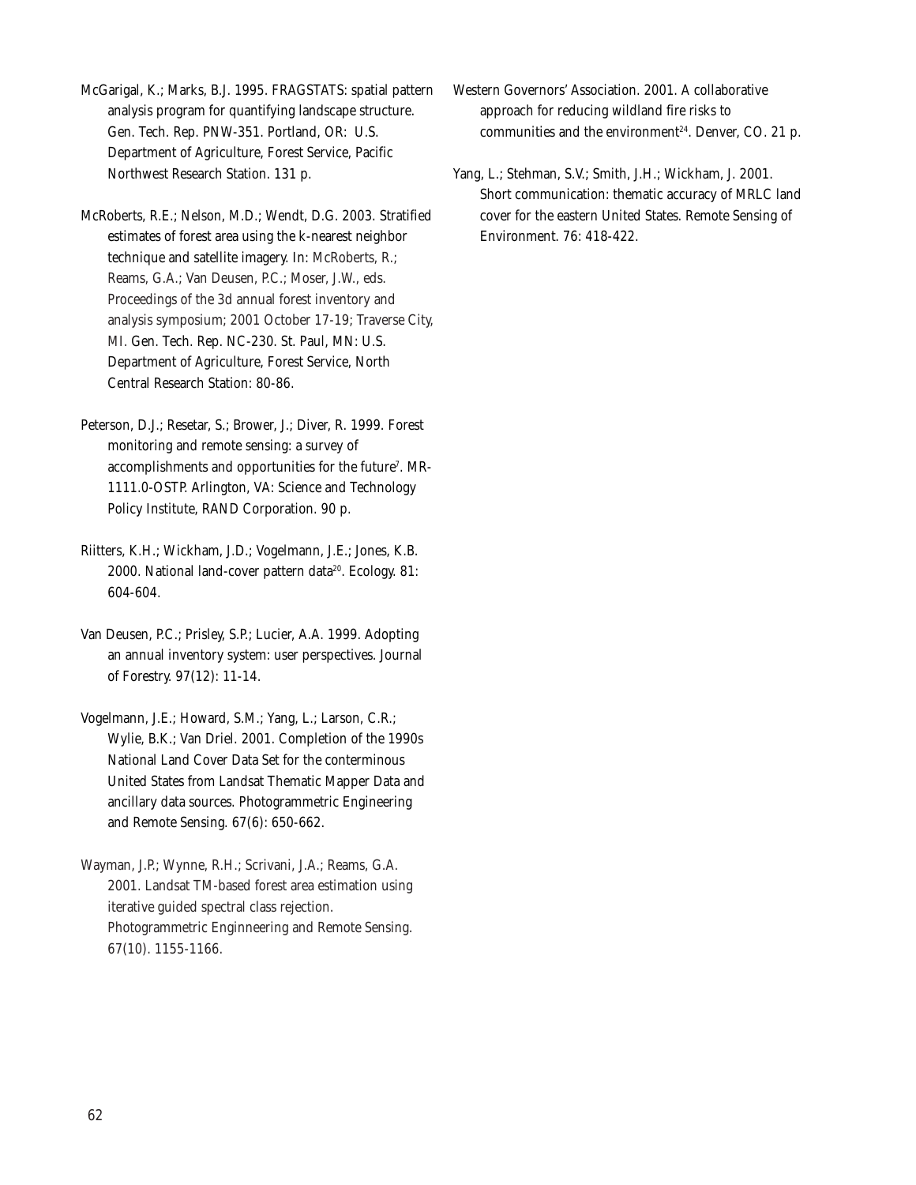McGarigal, K.; Marks, B.J. 1995. FRAGSTATS: spatial pattern analysis program for quantifying landscape structure. Gen. Tech. Rep. PNW-351. Portland, OR: U.S. Department of Agriculture, Forest Service, Pacific Northwest Research Station. 131 p.

McRoberts, R.E.; Nelson, M.D.; Wendt, D.G. 2003. Stratified estimates of forest area using the k-nearest neighbor technique and satellite imagery. In: McRoberts, R.; Reams, G.A.; Van Deusen, P.C.; Moser, J.W., eds. Proceedings of the 3d annual forest inventory and analysis symposium; 2001 October 17-19; Traverse City, MI. Gen. Tech. Rep. NC-230. St. Paul, MN: U.S. Department of Agriculture, Forest Service, North Central Research Station: 80-86.

Peterson, D.J.; Resetar, S.; Brower, J.; Diver, R. 1999. Forest monitoring and remote sensing: a survey of accomplishments and opportunities for the future[7]. MR-1111.0-OSTP. Arlington, VA: Science and Technology Policy Institute, RAND Corporation. 90 p.

Riitters, K.H.; Wickham, J.D.; Vogelmann, J.E.; Jones, K.B. 2000. National land-cover pattern data[20]. Ecology. 81: 604-604.

Van Deusen, P.C.; Prisley, S.P.; Lucier, A.A. 1999. Adopting an annual inventory system: user perspectives. Journal of Forestry. 97(12): 11-14.

Vogelmann, J.E.; Howard, S.M.; Yang, L.; Larson, C.R.; Wylie, B.K.; Van Driel. 2001. Completion of the 1990s National Land Cover Data Set for the conterminous United States from Landsat Thematic Mapper Data and ancillary data sources. Photogrammetric Engineering and Remote Sensing. 67(6): 650-662.

Wayman, J.P.; Wynne, R.H.; Scrivani, J.A.; Reams, G.A. 2001. Landsat TM-based forest area estimation using iterative guided spectral class rejection. Photogrammetric Enginneering and Remote Sensing. 67(10). 1155-1166.

Western Governors' Association. 2001. A collaborative approach for reducing wildland fire risks to communities and the environment[24]. Denver, CO. 21 p.

Yang, L.; Stehman, S.V.; Smith, J.H.; Wickham, J. 2001. Short communication: thematic accuracy of MRLC land cover for the eastern United States. Remote Sensing of Environment. 76: 418-422.